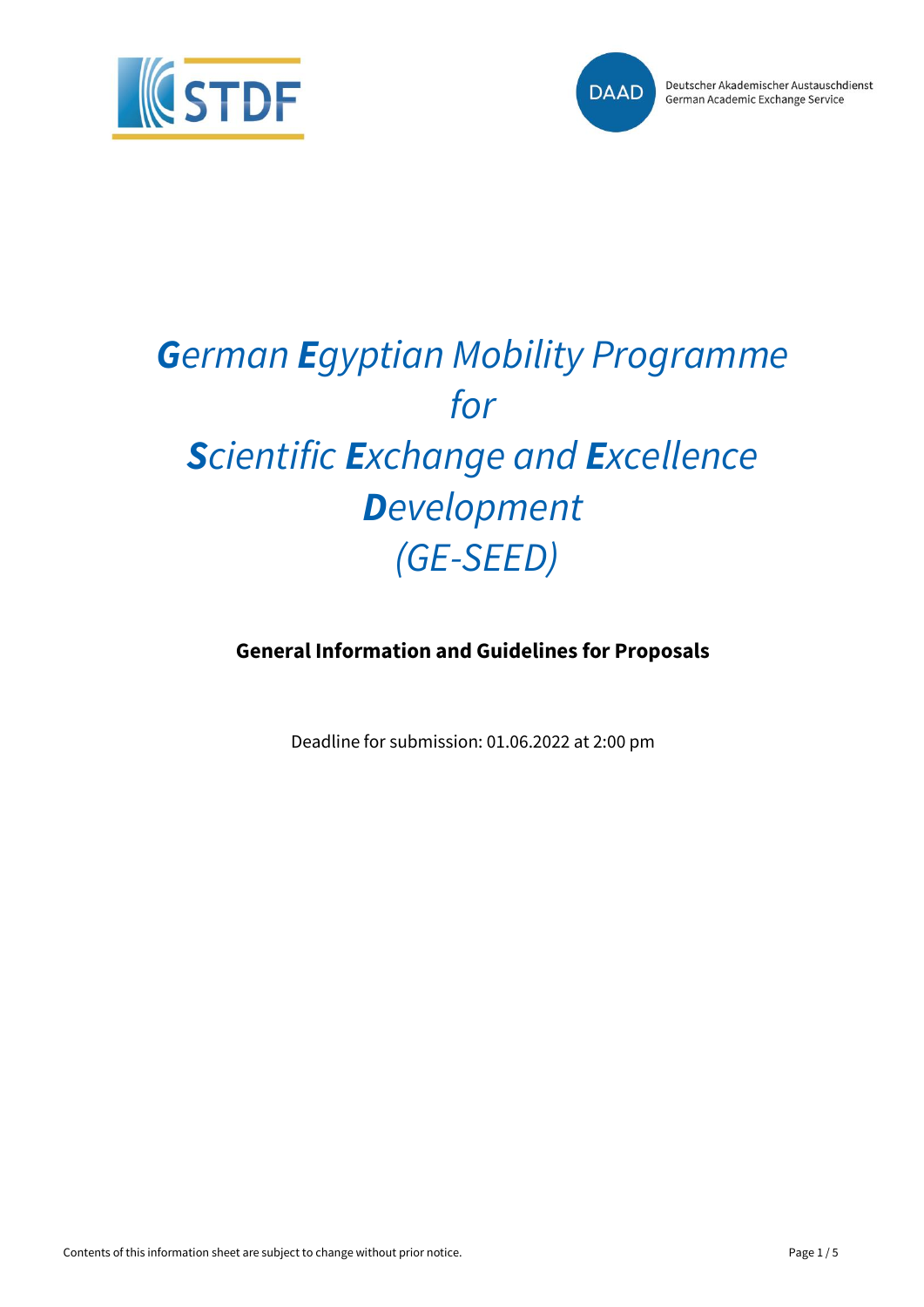# *German Egyptian Mobility Programme for Scientific Exchange and Excellence Development (GE-SEED)*

**General Information and Guidelines for Proposals**

Deadline for submission: 01.06.2022 at 2:00 pm

Contents of this information sheet are subject to change without prior notice.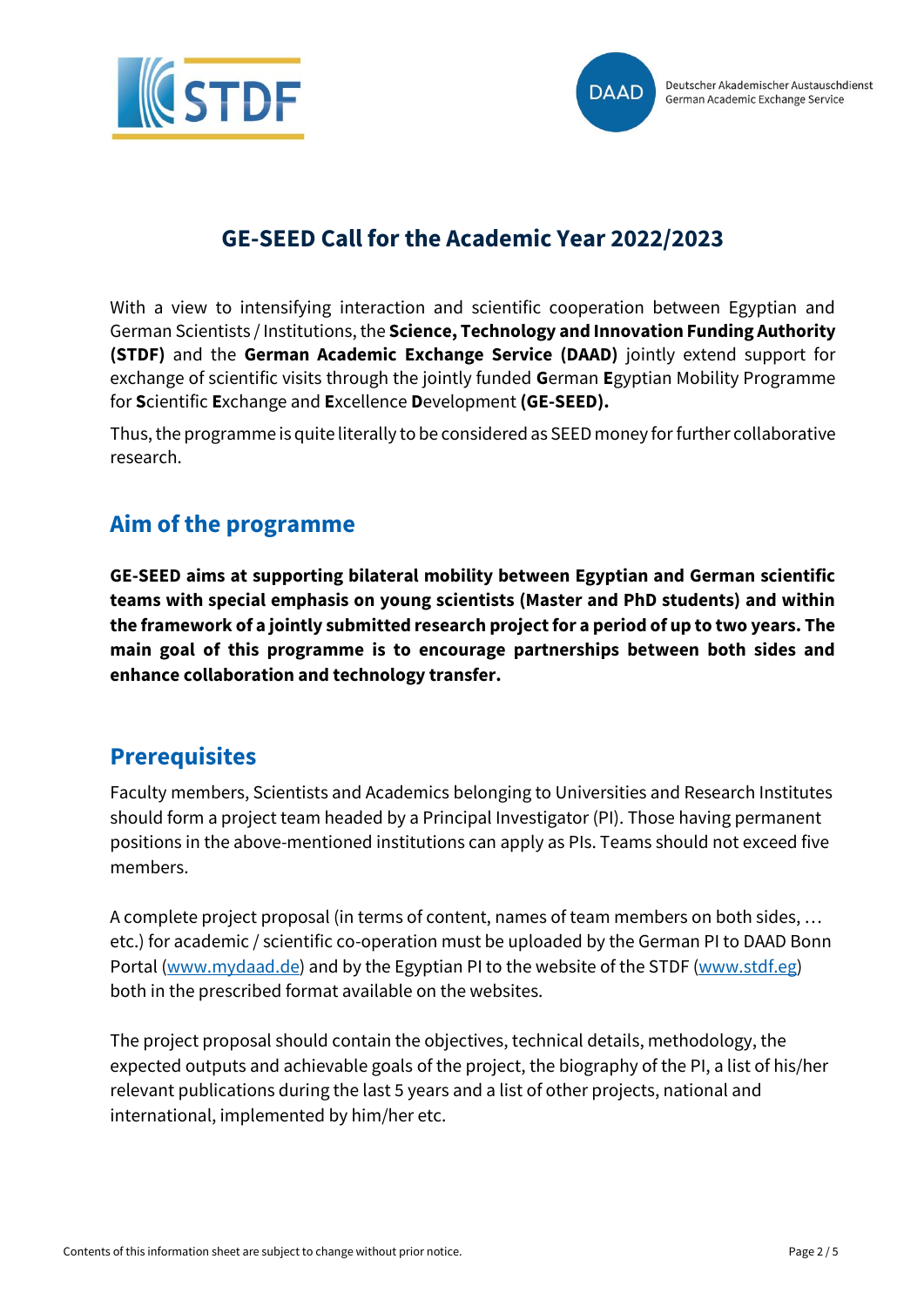# GE-SEED Call for the Academic Year 2022/2023

With a view to intensifying interaction and scientific cooperation between Egyptian and German Scientists / Institutions, the **Science, Technology and Innovation Funding Authority (STDF)** and the **German Academic Exchange Service (DAAD)** jointly extend support for exchange of scientific visits through the jointly funded **G**erman **E**gyptian Mobility Programme for **S**cientific **E**xchange and **E**xcellence **D**evelopment **(GE-SEED).**

Thus, the programme is quite literally to be considered as SEED money for further collaborative research.

## Aim of the programme

**GE-SEED aims at supporting bilateral mobility between Egyptian and German scientific teams with special emphasis on young scientists (Master and PhD students) and within the framework of a jointly submitted research project for a period of up to two years. The main goal of this programme is to encourage partnerships between both sides and enhance collaboration and technology transfer.**

## Prerequisites

Faculty members, Scientists and Academics belonging to Universities and Research Institutes should form a project team headed by a Principal Investigator (PI). Those having permanent positions in the above-mentioned institutions can apply as PIs. Teams should not exceed five members.

A complete project proposal (in terms of content, names of team members on both sides, … etc.) for academic / scientific co-operation must be uploaded by the German PI to DAAD Bonn Portal ([www.mydaad.de](www.mydaad.de)) and by the Egyptian PI to the website of the STDF ([www.stdf.eg](www.stdf.eg)) both in the prescribed format available on the websites.

The project proposal should contain the objectives, technical details, methodology, the expected outputs and achievable goals of the project, the biography of the PI, a list of his/her relevant publications during the last 5 years and a list of other projects, national and international, implemented by him/her etc.

Contents of this information sheet are subject to change without prior notice.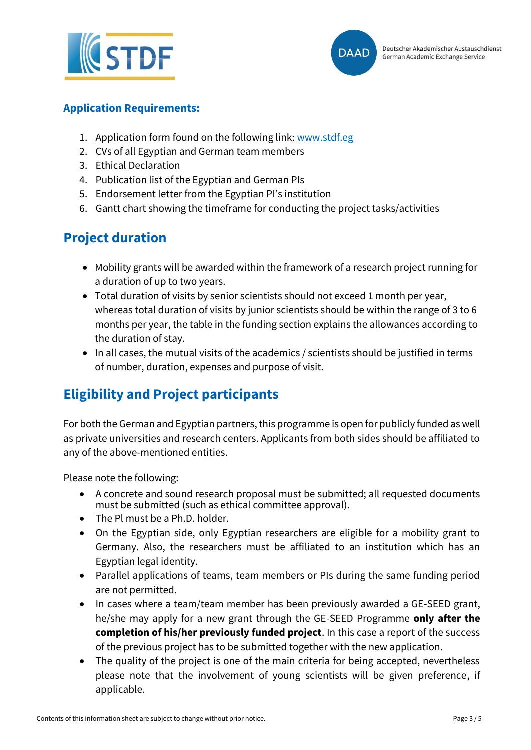## Application Requirements:

1. Application form found on the following link: [www.stdf.eg](http://www.stdf.eg)
2. CVs of all Egyptian and German team members
3. Ethical Declaration
4. Publication list of the Egyptian and German PIs
5. Endorsement letter from the Egyptian PI's institution
6. Gantt chart showing the timeframe for conducting the project tasks/activities

## Project duration

- Mobility grants will be awarded within the framework of a research project running for a duration of up to two years.
- Total duration of visits by senior scientists should not exceed 1 month per year, whereas total duration of visits by junior scientists should be within the range of 3 to 6 months per year, the table in the funding section explains the allowances according to the duration of stay.
- In all cases, the mutual visits of the academics / scientists should be justified in terms of number, duration, expenses and purpose of visit.

## Eligibility and Project participants

For both the German and Egyptian partners, this programme is open for publicly funded as well as private universities and research centers. Applicants from both sides should be affiliated to any of the above-mentioned entities.

Please note the following:

- A concrete and sound research proposal must be submitted; all requested documents must be submitted (such as ethical committee approval).
- The Pl must be a Ph.D. holder.
- On the Egyptian side, only Egyptian researchers are eligible for a mobility grant to Germany. Also, the researchers must be affiliated to an institution which has an Egyptian legal identity.
- Parallel applications of teams, team members or PIs during the same funding period are not permitted.
- In cases where a team/team member has been previously awarded a GE-SEED grant, he/she may apply for a new grant through the GE-SEED Programme <u>**only after the completion of his/her previously funded project**</u>. In this case a report of the success of the previous project has to be submitted together with the new application.
- The quality of the project is one of the main criteria for being accepted, nevertheless please note that the involvement of young scientists will be given preference, if applicable.

Contents of this information sheet are subject to change without prior notice.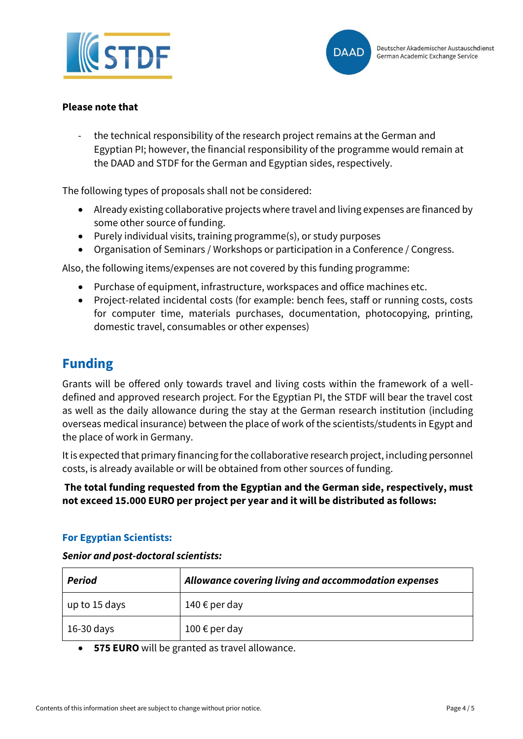**Please note that**

- the technical responsibility of the research project remains at the German and Egyptian PI; however, the financial responsibility of the programme would remain at the DAAD and STDF for the German and Egyptian sides, respectively.

The following types of proposals shall not be considered:

- Already existing collaborative projects where travel and living expenses are financed by some other source of funding.
- Purely individual visits, training programme(s), or study purposes
- Organisation of Seminars / Workshops or participation in a Conference / Congress.

Also, the following items/expenses are not covered by this funding programme:

- Purchase of equipment, infrastructure, workspaces and office machines etc.
- Project-related incidental costs (for example: bench fees, staff or running costs, costs for computer time, materials purchases, documentation, photocopying, printing, domestic travel, consumables or other expenses)

## Funding

Grants will be offered only towards travel and living costs within the framework of a well-defined and approved research project. For the Egyptian PI, the STDF will bear the travel cost as well as the daily allowance during the stay at the German research institution (including overseas medical insurance) between the place of work of the scientists/students in Egypt and the place of work in Germany.

It is expected that primary financing for the collaborative research project, including personnel costs, is already available or will be obtained from other sources of funding.

**The total funding requested from the Egyptian and the German side, respectively, must not exceed 15.000 EURO per project per year and it will be distributed as follows:**

### For Egyptian Scientists:

***Senior and post-doctoral scientists:***

| *Period* | *Allowance covering living and accommodation expenses* |
|---|---|
| up to 15 days | 140 € per day |
| 16-30 days | 100 € per day |

- **575 EURO** will be granted as travel allowance.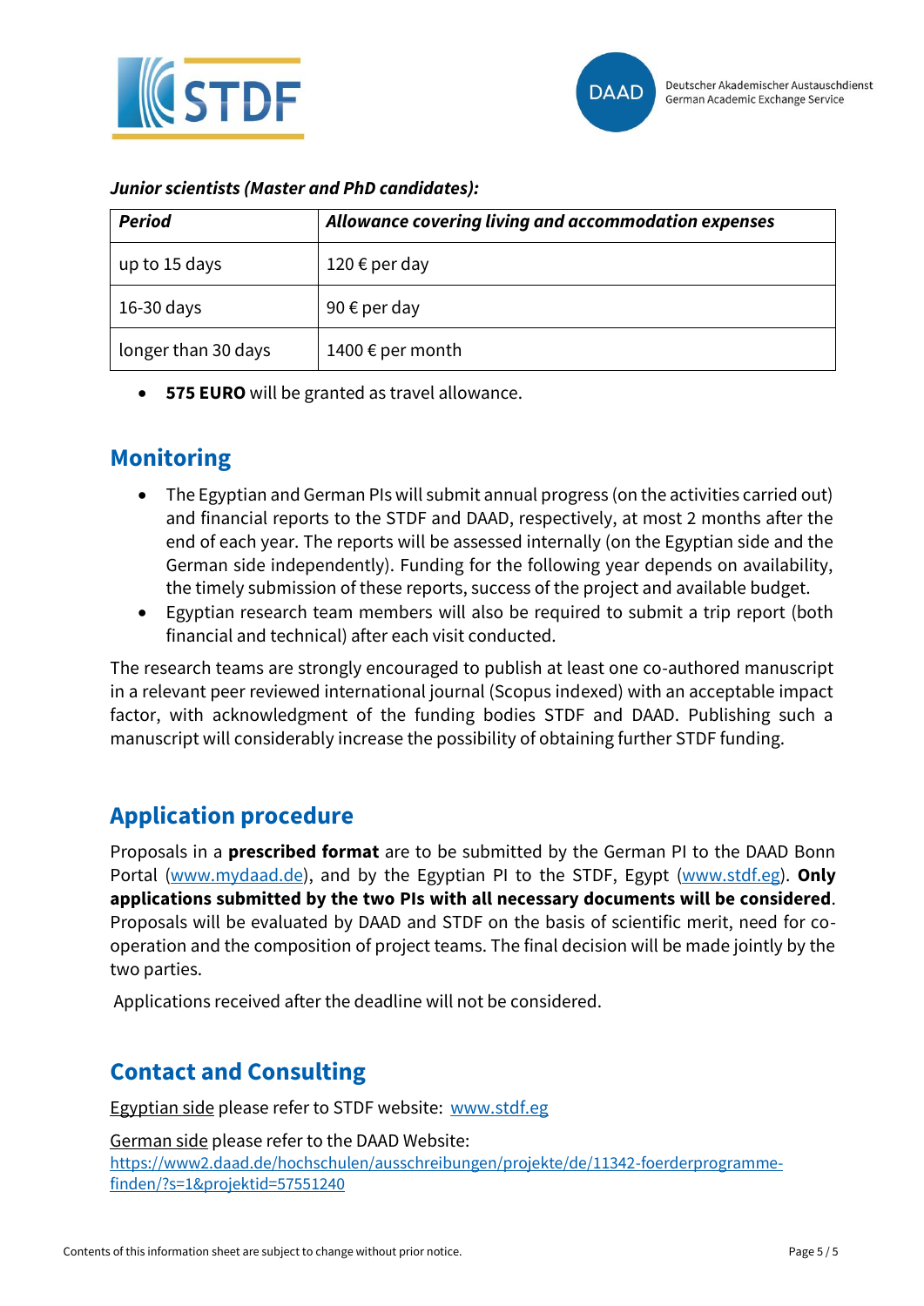***Junior scientists (Master and PhD candidates):***

| *Period* | *Allowance covering living and accommodation expenses* |
|---|---|
| up to 15 days | 120 € per day |
| 16-30 days | 90 € per day |
| longer than 30 days | 1400 € per month |

- **575 EURO** will be granted as travel allowance.

## Monitoring

- The Egyptian and German PIs will submit annual progress (on the activities carried out) and financial reports to the STDF and DAAD, respectively, at most 2 months after the end of each year. The reports will be assessed internally (on the Egyptian side and the German side independently). Funding for the following year depends on availability, the timely submission of these reports, success of the project and available budget.
- Egyptian research team members will also be required to submit a trip report (both financial and technical) after each visit conducted.

The research teams are strongly encouraged to publish at least one co-authored manuscript in a relevant peer reviewed international journal (Scopus indexed) with an acceptable impact factor, with acknowledgment of the funding bodies STDF and DAAD. Publishing such a manuscript will considerably increase the possibility of obtaining further STDF funding.

## Application procedure

Proposals in a **prescribed format** are to be submitted by the German PI to the DAAD Bonn Portal (www.mydaad.de), and by the Egyptian PI to the STDF, Egypt (www.stdf.eg). **Only applications submitted by the two PIs with all necessary documents will be considered**. Proposals will be evaluated by DAAD and STDF on the basis of scientific merit, need for co-operation and the composition of project teams. The final decision will be made jointly by the two parties.

Applications received after the deadline will not be considered.

## Contact and Consulting

Egyptian side please refer to STDF website: www.stdf.eg

German side please refer to the DAAD Website:
https://www2.daad.de/hochschulen/ausschreibungen/projekte/de/11342-foerderprogramme-finden/?s=1&projektid=57551240

Contents of this information sheet are subject to change without prior notice.